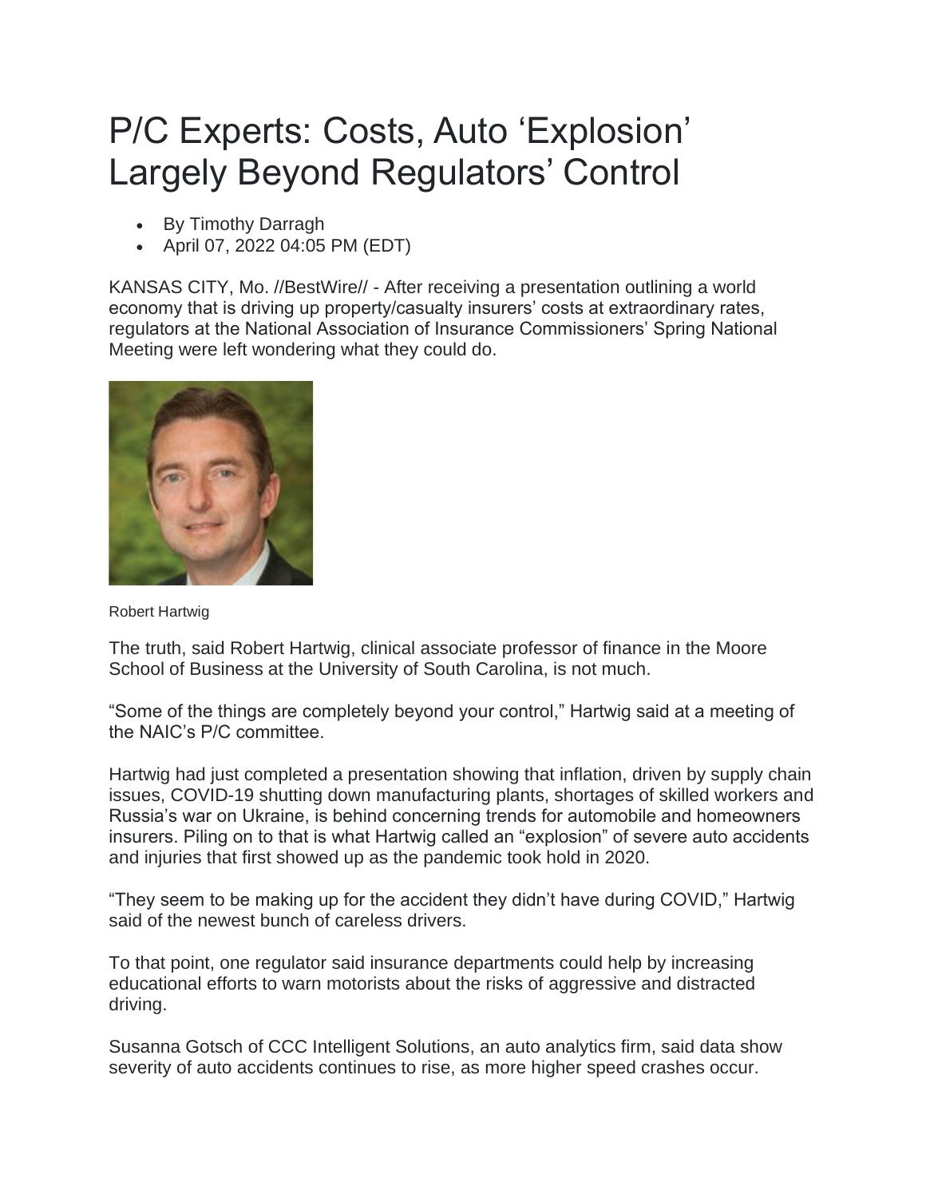# P/C Experts: Costs, Auto 'Explosion' Largely Beyond Regulators' Control

- By Timothy Darragh
- April 07, 2022 04:05 PM (EDT)

KANSAS CITY, Mo. //BestWire// - After receiving a presentation outlining a world economy that is driving up property/casualty insurers' costs at extraordinary rates, regulators at the National Association of Insurance Commissioners' Spring National Meeting were left wondering what they could do.

Robert Hartwig

The truth, said Robert Hartwig, clinical associate professor of finance in the Moore School of Business at the University of South Carolina, is not much.

"Some of the things are completely beyond your control," Hartwig said at a meeting of the NAIC's P/C committee.

Hartwig had just completed a presentation showing that inflation, driven by supply chain issues, COVID-19 shutting down manufacturing plants, shortages of skilled workers and Russia's war on Ukraine, is behind concerning trends for automobile and homeowners insurers. Piling on to that is what Hartwig called an "explosion" of severe auto accidents and injuries that first showed up as the pandemic took hold in 2020.

"They seem to be making up for the accident they didn't have during COVID," Hartwig said of the newest bunch of careless drivers.

To that point, one regulator said insurance departments could help by increasing educational efforts to warn motorists about the risks of aggressive and distracted driving.

Susanna Gotsch of CCC Intelligent Solutions, an auto analytics firm, said data show severity of auto accidents continues to rise, as more higher speed crashes occur.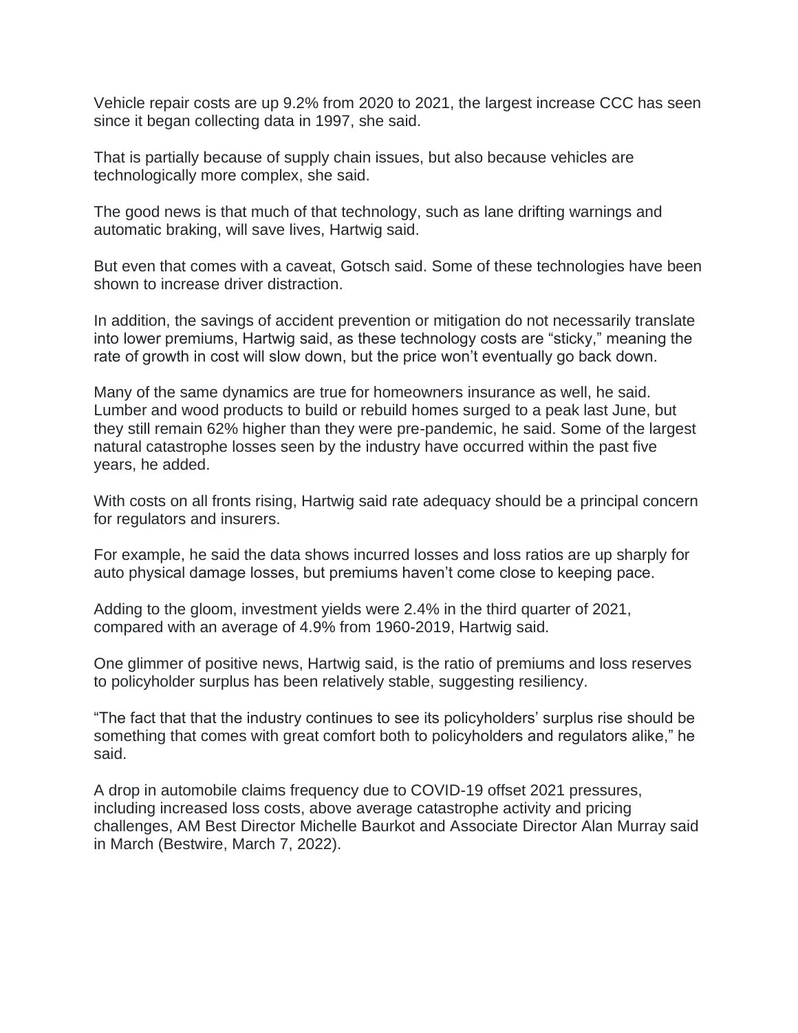Vehicle repair costs are up 9.2% from 2020 to 2021, the largest increase CCC has seen since it began collecting data in 1997, she said.

That is partially because of supply chain issues, but also because vehicles are technologically more complex, she said.

The good news is that much of that technology, such as lane drifting warnings and automatic braking, will save lives, Hartwig said.

But even that comes with a caveat, Gotsch said. Some of these technologies have been shown to increase driver distraction.

In addition, the savings of accident prevention or mitigation do not necessarily translate into lower premiums, Hartwig said, as these technology costs are "sticky," meaning the rate of growth in cost will slow down, but the price won't eventually go back down.

Many of the same dynamics are true for homeowners insurance as well, he said. Lumber and wood products to build or rebuild homes surged to a peak last June, but they still remain 62% higher than they were pre-pandemic, he said. Some of the largest natural catastrophe losses seen by the industry have occurred within the past five years, he added.

With costs on all fronts rising, Hartwig said rate adequacy should be a principal concern for regulators and insurers.

For example, he said the data shows incurred losses and loss ratios are up sharply for auto physical damage losses, but premiums haven't come close to keeping pace.

Adding to the gloom, investment yields were 2.4% in the third quarter of 2021, compared with an average of 4.9% from 1960-2019, Hartwig said.

One glimmer of positive news, Hartwig said, is the ratio of premiums and loss reserves to policyholder surplus has been relatively stable, suggesting resiliency.

"The fact that that the industry continues to see its policyholders' surplus rise should be something that comes with great comfort both to policyholders and regulators alike," he said.

A drop in automobile claims frequency due to COVID-19 offset 2021 pressures, including increased loss costs, above average catastrophe activity and pricing challenges, AM Best Director Michelle Baurkot and Associate Director Alan Murray said in March (Bestwire, March 7, 2022).